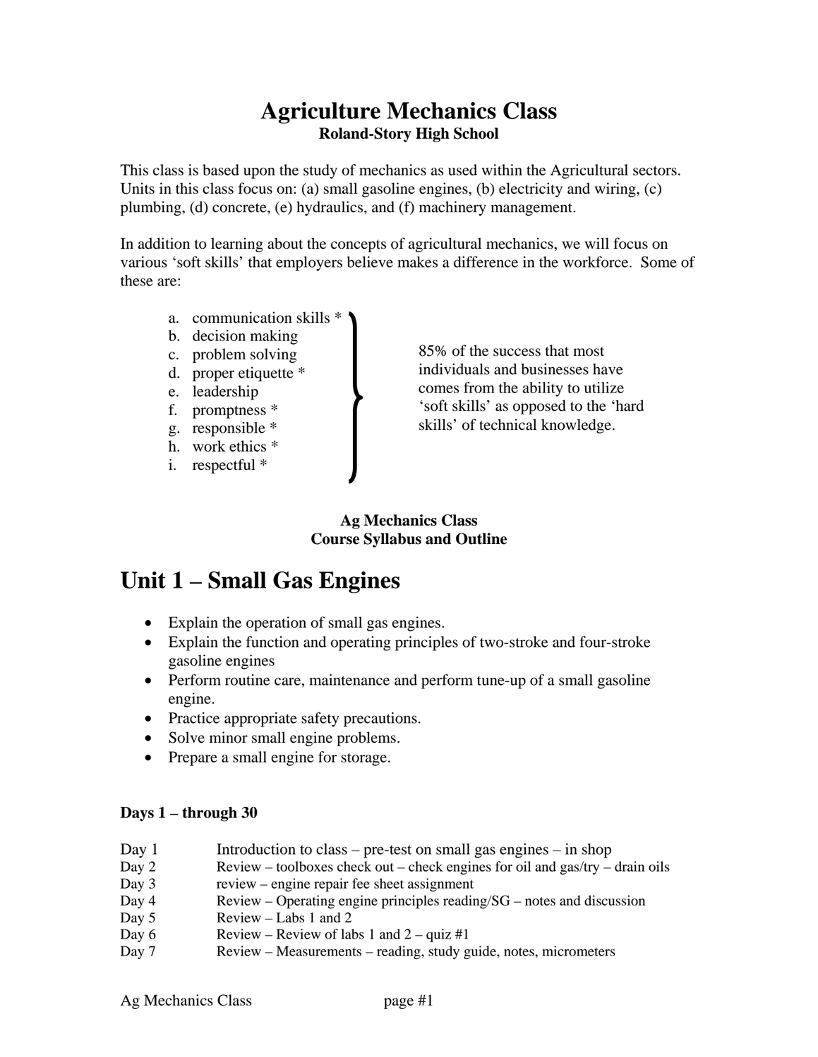# Agriculture Mechanics Class

**Roland-Story High School**

This class is based upon the study of mechanics as used within the Agricultural sectors. Units in this class focus on: (a) small gasoline engines, (b) electricity and wiring, (c) plumbing, (d) concrete, (e) hydraulics, and (f) machinery management.

In addition to learning about the concepts of agricultural mechanics, we will focus on various 'soft skills' that employers believe makes a difference in the workforce. Some of these are:

a. communication skills *
b. decision making
c. problem solving
d. proper etiquette *
e. leadership
f. promptness *
g. responsible *
h. work ethics *
i. respectful *

85% of the success that most individuals and businesses have comes from the ability to utilize 'soft skills' as opposed to the 'hard skills' of technical knowledge.

**Ag Mechanics Class**
**Course Syllabus and Outline**

## Unit 1 – Small Gas Engines

- Explain the operation of small gas engines.
- Explain the function and operating principles of two-stroke and four-stroke gasoline engines
- Perform routine care, maintenance and perform tune-up of a small gasoline engine.
- Practice appropriate safety precautions.
- Solve minor small engine problems.
- Prepare a small engine for storage.

**Days 1 – through 30**

| | |
|---|---|
| Day 1 | Introduction to class – pre-test on small gas engines – in shop |
| Day 2 | Review – toolboxes check out – check engines for oil and gas/try – drain oils |
| Day 3 | review – engine repair fee sheet assignment |
| Day 4 | Review – Operating engine principles reading/SG – notes and discussion |
| Day 5 | Review – Labs 1 and 2 |
| Day 6 | Review – Review of labs 1 and 2 – quiz #1 |
| Day 7 | Review – Measurements – reading, study guide, notes, micrometers |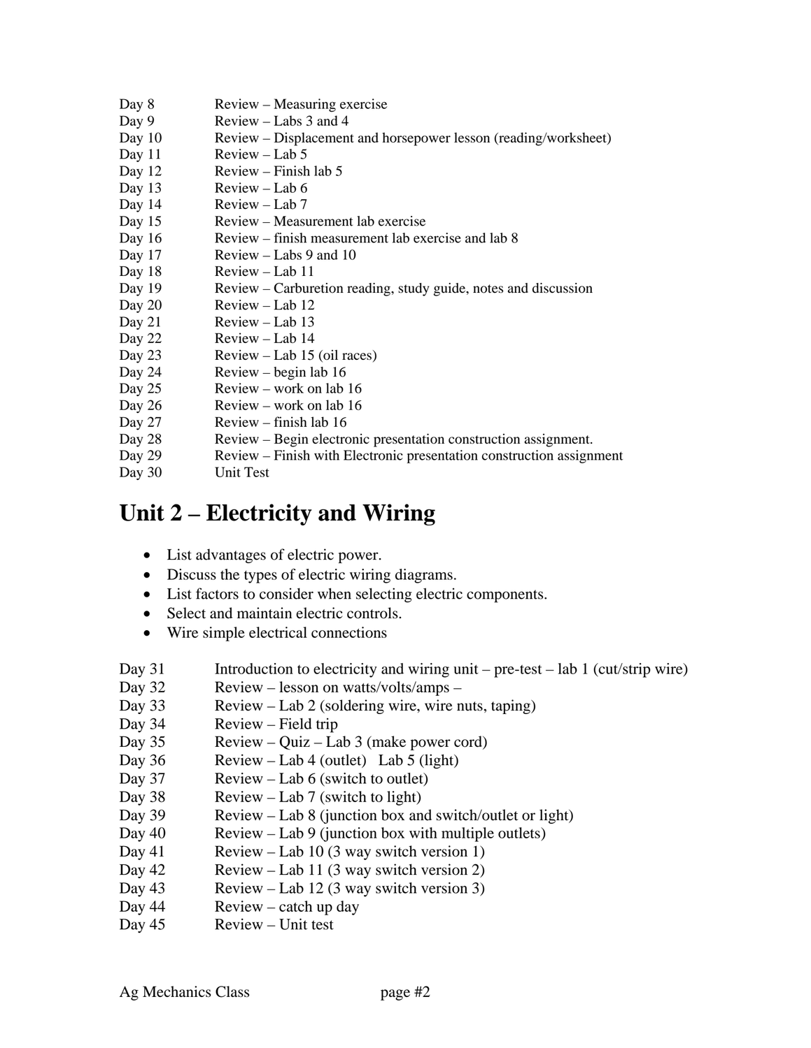Day 8 Review – Measuring exercise
Day 9 Review – Labs 3 and 4
Day 10 Review – Displacement and horsepower lesson (reading/worksheet)
Day 11 Review – Lab 5
Day 12 Review – Finish lab 5
Day 13 Review – Lab 6
Day 14 Review – Lab 7
Day 15 Review – Measurement lab exercise
Day 16 Review – finish measurement lab exercise and lab 8
Day 17 Review – Labs 9 and 10
Day 18 Review – Lab 11
Day 19 Review – Carburetion reading, study guide, notes and discussion
Day 20 Review – Lab 12
Day 21 Review – Lab 13
Day 22 Review – Lab 14
Day 23 Review – Lab 15 (oil races)
Day 24 Review – begin lab 16
Day 25 Review – work on lab 16
Day 26 Review – work on lab 16
Day 27 Review – finish lab 16
Day 28 Review – Begin electronic presentation construction assignment.
Day 29 Review – Finish with Electronic presentation construction assignment
Day 30 Unit Test

# Unit 2 – Electricity and Wiring

- List advantages of electric power.
- Discuss the types of electric wiring diagrams.
- List factors to consider when selecting electric components.
- Select and maintain electric controls.
- Wire simple electrical connections

Day 31 Introduction to electricity and wiring unit – pre-test – lab 1 (cut/strip wire)
Day 32 Review – lesson on watts/volts/amps –
Day 33 Review – Lab 2 (soldering wire, wire nuts, taping)
Day 34 Review – Field trip
Day 35 Review – Quiz – Lab 3 (make power cord)
Day 36 Review – Lab 4 (outlet) Lab 5 (light)
Day 37 Review – Lab 6 (switch to outlet)
Day 38 Review – Lab 7 (switch to light)
Day 39 Review – Lab 8 (junction box and switch/outlet or light)
Day 40 Review – Lab 9 (junction box with multiple outlets)
Day 41 Review – Lab 10 (3 way switch version 1)
Day 42 Review – Lab 11 (3 way switch version 2)
Day 43 Review – Lab 12 (3 way switch version 3)
Day 44 Review – catch up day
Day 45 Review – Unit test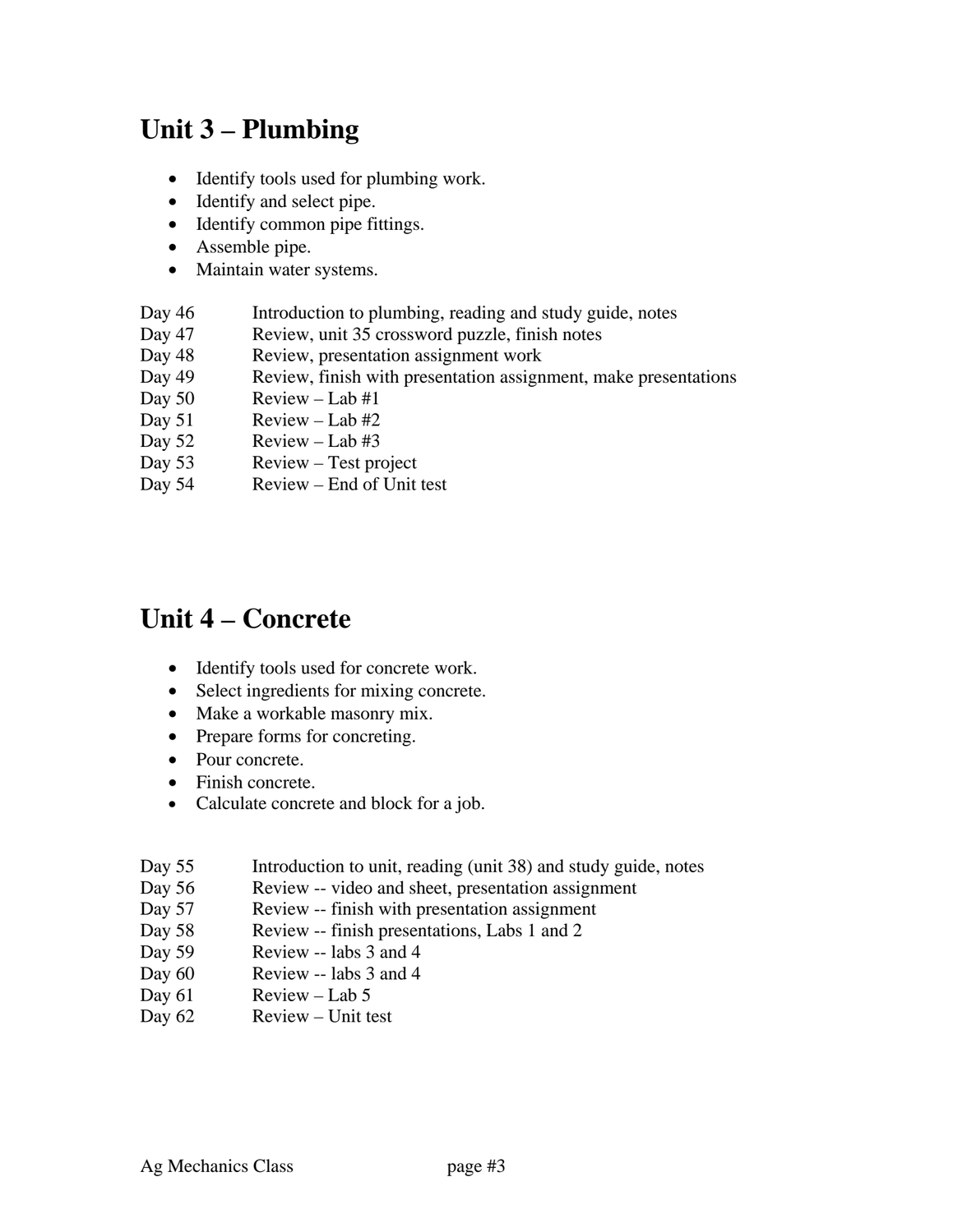## Unit 3 – Plumbing

- Identify tools used for plumbing work.
- Identify and select pipe.
- Identify common pipe fittings.
- Assemble pipe.
- Maintain water systems.

| | |
|---|---|
| Day 46 | Introduction to plumbing, reading and study guide, notes |
| Day 47 | Review, unit 35 crossword puzzle, finish notes |
| Day 48 | Review, presentation assignment work |
| Day 49 | Review, finish with presentation assignment, make presentations |
| Day 50 | Review – Lab #1 |
| Day 51 | Review – Lab #2 |
| Day 52 | Review – Lab #3 |
| Day 53 | Review – Test project |
| Day 54 | Review – End of Unit test |

## Unit 4 – Concrete

- Identify tools used for concrete work.
- Select ingredients for mixing concrete.
- Make a workable masonry mix.
- Prepare forms for concreting.
- Pour concrete.
- Finish concrete.
- Calculate concrete and block for a job.

| | |
|---|---|
| Day 55 | Introduction to unit, reading (unit 38) and study guide, notes |
| Day 56 | Review -- video and sheet, presentation assignment |
| Day 57 | Review -- finish with presentation assignment |
| Day 58 | Review -- finish presentations, Labs 1 and 2 |
| Day 59 | Review -- labs 3 and 4 |
| Day 60 | Review -- labs 3 and 4 |
| Day 61 | Review – Lab 5 |
| Day 62 | Review – Unit test |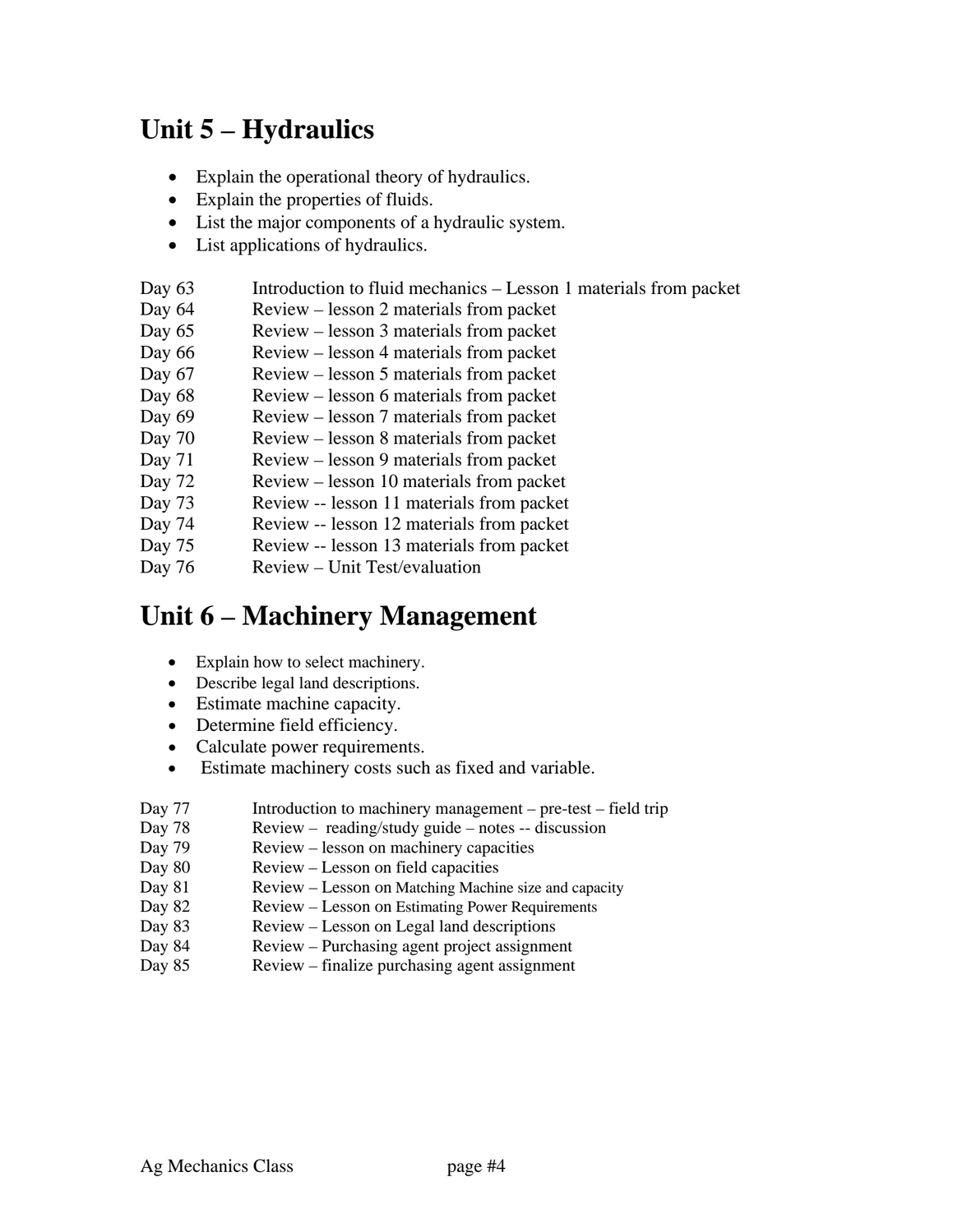## Unit 5 – Hydraulics

- Explain the operational theory of hydraulics.
- Explain the properties of fluids.
- List the major components of a hydraulic system.
- List applications of hydraulics.

Day 63 Introduction to fluid mechanics – Lesson 1 materials from packet
Day 64 Review – lesson 2 materials from packet
Day 65 Review – lesson 3 materials from packet
Day 66 Review – lesson 4 materials from packet
Day 67 Review – lesson 5 materials from packet
Day 68 Review – lesson 6 materials from packet
Day 69 Review – lesson 7 materials from packet
Day 70 Review – lesson 8 materials from packet
Day 71 Review – lesson 9 materials from packet
Day 72 Review – lesson 10 materials from packet
Day 73 Review -- lesson 11 materials from packet
Day 74 Review -- lesson 12 materials from packet
Day 75 Review -- lesson 13 materials from packet
Day 76 Review – Unit Test/evaluation

## Unit 6 – Machinery Management

- Explain how to select machinery.
- Describe legal land descriptions.
- Estimate machine capacity.
- Determine field efficiency.
- Calculate power requirements.
- Estimate machinery costs such as fixed and variable.

Day 77 Introduction to machinery management – pre-test – field trip
Day 78 Review – reading/study guide – notes -- discussion
Day 79 Review – lesson on machinery capacities
Day 80 Review – Lesson on field capacities
Day 81 Review – Lesson on Matching Machine size and capacity
Day 82 Review – Lesson on Estimating Power Requirements
Day 83 Review – Lesson on Legal land descriptions
Day 84 Review – Purchasing agent project assignment
Day 85 Review – finalize purchasing agent assignment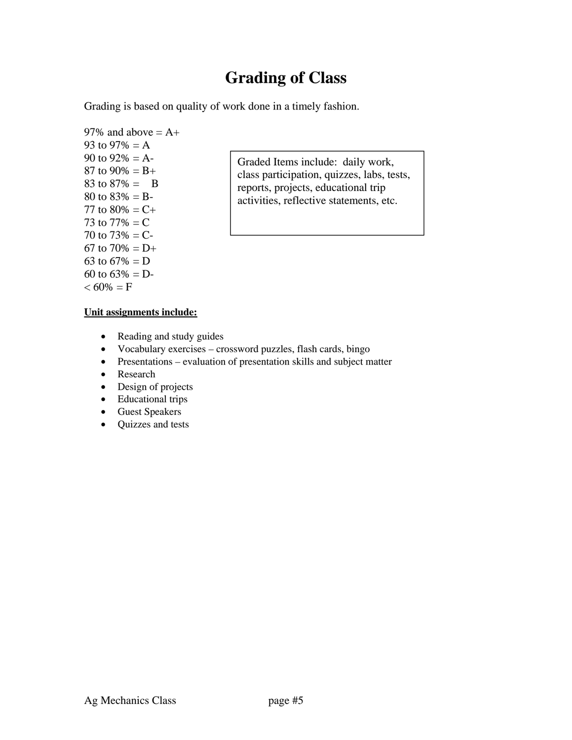# Grading of Class

Grading is based on quality of work done in a timely fashion.

97% and above = A+
93 to 97% = A
90 to 92% = A-
87 to 90% = B+
83 to 87% = B
80 to 83% = B-
77 to 80% = C+
73 to 77% = C
70 to 73% = C-
67 to 70% = D+
63 to 67% = D
60 to 63% = D-
< 60% = F

Graded Items include: daily work, class participation, quizzes, labs, tests, reports, projects, educational trip activities, reflective statements, etc.

**Unit assignments include:**

- Reading and study guides
- Vocabulary exercises – crossword puzzles, flash cards, bingo
- Presentations – evaluation of presentation skills and subject matter
- Research
- Design of projects
- Educational trips
- Guest Speakers
- Quizzes and tests